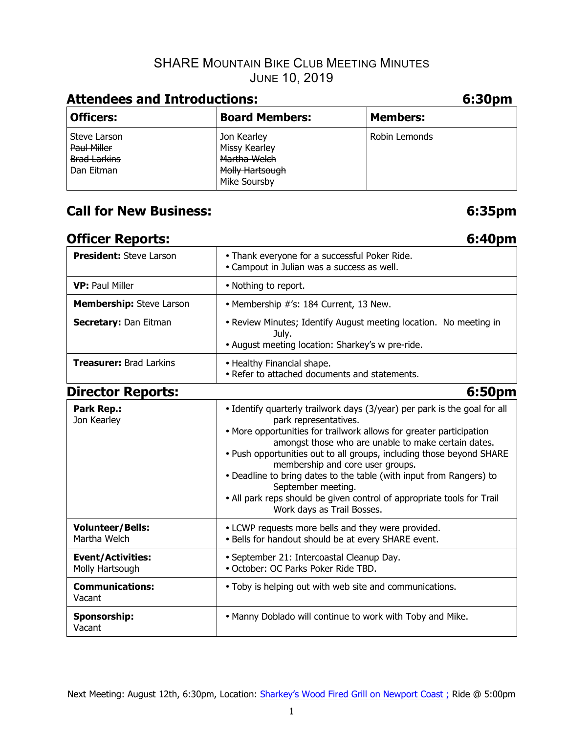# SHARE Mountain Bike Club Meeting Minutes
# June 10, 2019

## Attendees and Introductions: 6:30pm

| Officers: | Board Members: | Members: |
|---|---|---|
| Steve Larson<br>~~Paul Miller~~<br>~~Brad Larkins~~<br>Dan Eitman | Jon Kearley<br>Missy Kearley<br>~~Martha Welch~~<br>~~Molly Hartsough~~<br>~~Mike Soursby~~ | Robin Lemonds |

## Call for New Business: 6:35pm

## Officer Reports: 6:40pm

| | |
|---|---|
| **President:** Steve Larson | • Thank everyone for a successful Poker Ride.<br>• Campout in Julian was a success as well. |
| **VP:** Paul Miller | • Nothing to report. |
| **Membership:** Steve Larson | • Membership #'s: 184 Current, 13 New. |
| **Secretary:** Dan Eitman | • Review Minutes; Identify August meeting location. No meeting in July.<br>• August meeting location: Sharkey's w pre-ride. |
| **Treasurer:** Brad Larkins | • Healthy Financial shape.<br>• Refer to attached documents and statements. |

## Director Reports: 6:50pm

| | |
|---|---|
| **Park Rep.:** Jon Kearley | • Identify quarterly trailwork days (3/year) per park is the goal for all park representatives.<br>• More opportunities for trailwork allows for greater participation amongst those who are unable to make certain dates.<br>• Push opportunities out to all groups, including those beyond SHARE membership and core user groups.<br>• Deadline to bring dates to the table (with input from Rangers) to September meeting.<br>• All park reps should be given control of appropriate tools for Trail Work days as Trail Bosses. |
| **Volunteer/Bells:** Martha Welch | • LCWP requests more bells and they were provided.<br>• Bells for handout should be at every SHARE event. |
| **Event/Activities:** Molly Hartsough | • September 21: Intercoastal Cleanup Day.<br>• October: OC Parks Poker Ride TBD. |
| **Communications:** Vacant | • Toby is helping out with web site and communications. |
| **Sponsorship:** Vacant | • Manny Doblado will continue to work with Toby and Mike. |

Next Meeting: August 12th, 6:30pm, Location: [Sharkey's Wood Fired Grill on Newport Coast ;]() Ride @ 5:00pm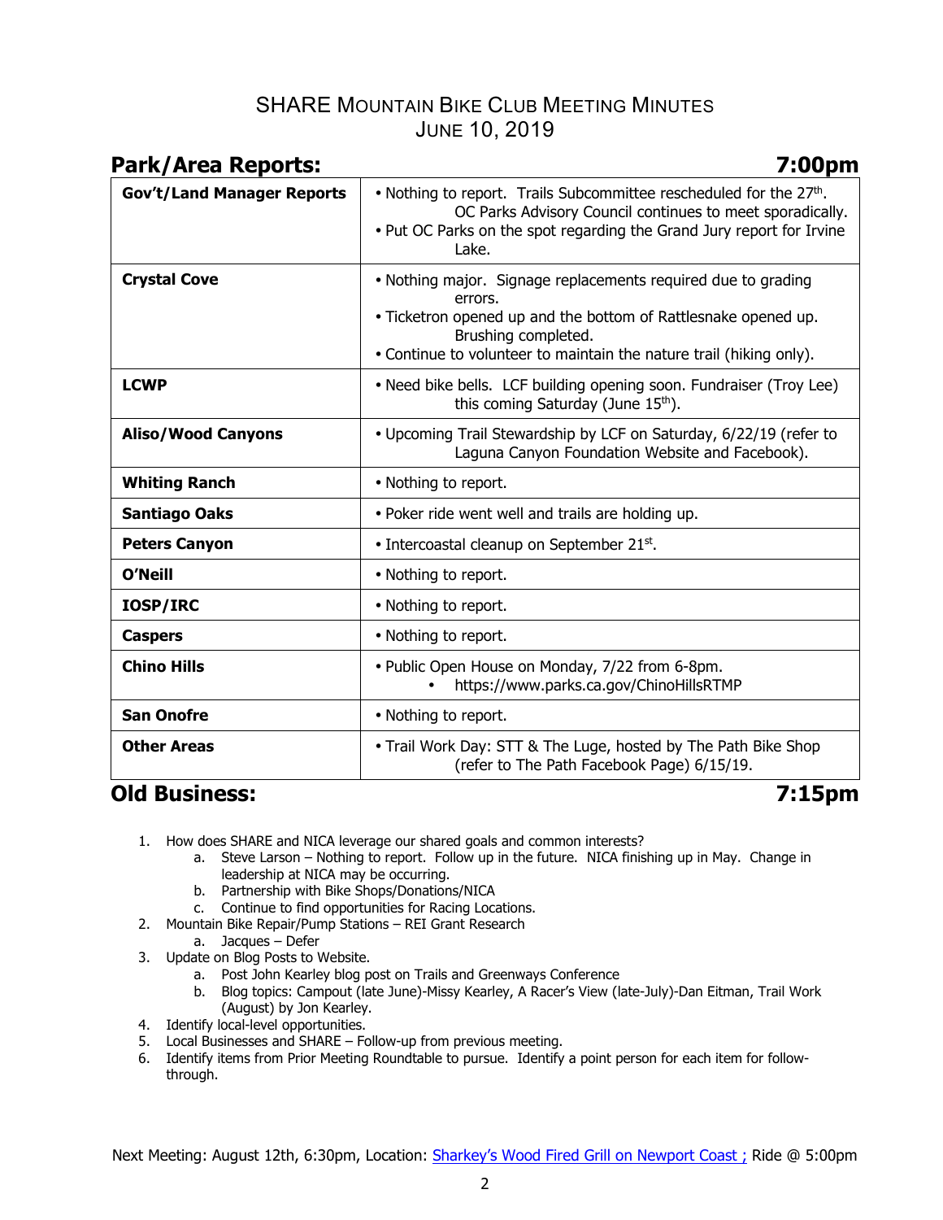# SHARE Mountain Bike Club Meeting Minutes
## June 10, 2019

## Park/Area Reports: 7:00pm

| | |
|---|---|
| **Gov't/Land Manager Reports** | • Nothing to report. Trails Subcommittee rescheduled for the 27th. OC Parks Advisory Council continues to meet sporadically.<br>• Put OC Parks on the spot regarding the Grand Jury report for Irvine Lake. |
| **Crystal Cove** | • Nothing major. Signage replacements required due to grading errors.<br>• Ticketron opened up and the bottom of Rattlesnake opened up. Brushing completed.<br>• Continue to volunteer to maintain the nature trail (hiking only). |
| **LCWP** | • Need bike bells. LCF building opening soon. Fundraiser (Troy Lee) this coming Saturday (June 15th). |
| **Aliso/Wood Canyons** | • Upcoming Trail Stewardship by LCF on Saturday, 6/22/19 (refer to Laguna Canyon Foundation Website and Facebook). |
| **Whiting Ranch** | • Nothing to report. |
| **Santiago Oaks** | • Poker ride went well and trails are holding up. |
| **Peters Canyon** | • Intercoastal cleanup on September 21st. |
| **O'Neill** | • Nothing to report. |
| **IOSP/IRC** | • Nothing to report. |
| **Caspers** | • Nothing to report. |
| **Chino Hills** | • Public Open House on Monday, 7/22 from 6-8pm.<br>• https://www.parks.ca.gov/ChinoHillsRTMP |
| **San Onofre** | • Nothing to report. |
| **Other Areas** | • Trail Work Day: STT & The Luge, hosted by The Path Bike Shop (refer to The Path Facebook Page) 6/15/19. |

## Old Business: 7:15pm

1. How does SHARE and NICA leverage our shared goals and common interests?
   a. Steve Larson – Nothing to report. Follow up in the future. NICA finishing up in May. Change in leadership at NICA may be occurring.
   b. Partnership with Bike Shops/Donations/NICA
   c. Continue to find opportunities for Racing Locations.
2. Mountain Bike Repair/Pump Stations – REI Grant Research
   a. Jacques – Defer
3. Update on Blog Posts to Website.
   a. Post John Kearley blog post on Trails and Greenways Conference
   b. Blog topics: Campout (late June)-Missy Kearley, A Racer's View (late-July)-Dan Eitman, Trail Work (August) by Jon Kearley.
4. Identify local-level opportunities.
5. Local Businesses and SHARE – Follow-up from previous meeting.
6. Identify items from Prior Meeting Roundtable to pursue. Identify a point person for each item for follow-through.

Next Meeting: August 12th, 6:30pm, Location: Sharkey's Wood Fired Grill on Newport Coast ; Ride @ 5:00pm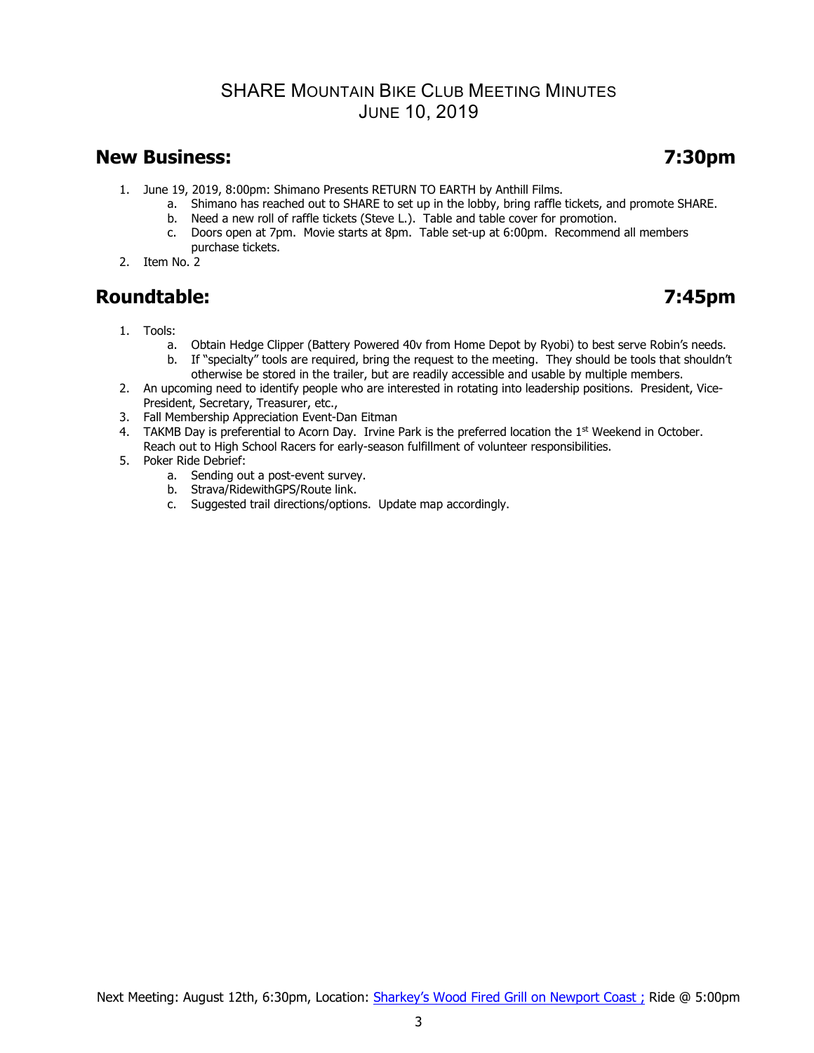# SHARE Mountain Bike Club Meeting Minutes
## June 10, 2019

## New Business: 7:30pm

1. June 19, 2019, 8:00pm: Shimano Presents RETURN TO EARTH by Anthill Films.
   a. Shimano has reached out to SHARE to set up in the lobby, bring raffle tickets, and promote SHARE.
   b. Need a new roll of raffle tickets (Steve L.). Table and table cover for promotion.
   c. Doors open at 7pm. Movie starts at 8pm. Table set-up at 6:00pm. Recommend all members purchase tickets.
2. Item No. 2

## Roundtable: 7:45pm

1. Tools:
   a. Obtain Hedge Clipper (Battery Powered 40v from Home Depot by Ryobi) to best serve Robin's needs.
   b. If "specialty" tools are required, bring the request to the meeting. They should be tools that shouldn't otherwise be stored in the trailer, but are readily accessible and usable by multiple members.
2. An upcoming need to identify people who are interested in rotating into leadership positions. President, Vice-President, Secretary, Treasurer, etc.,
3. Fall Membership Appreciation Event-Dan Eitman
4. TAKMB Day is preferential to Acorn Day. Irvine Park is the preferred location the 1st Weekend in October. Reach out to High School Racers for early-season fulfillment of volunteer responsibilities.
5. Poker Ride Debrief:
   a. Sending out a post-event survey.
   b. Strava/RidewithGPS/Route link.
   c. Suggested trail directions/options. Update map accordingly.

Next Meeting: August 12th, 6:30pm, Location: [Sharkey's Wood Fired Grill on Newport Coast ;]() Ride @ 5:00pm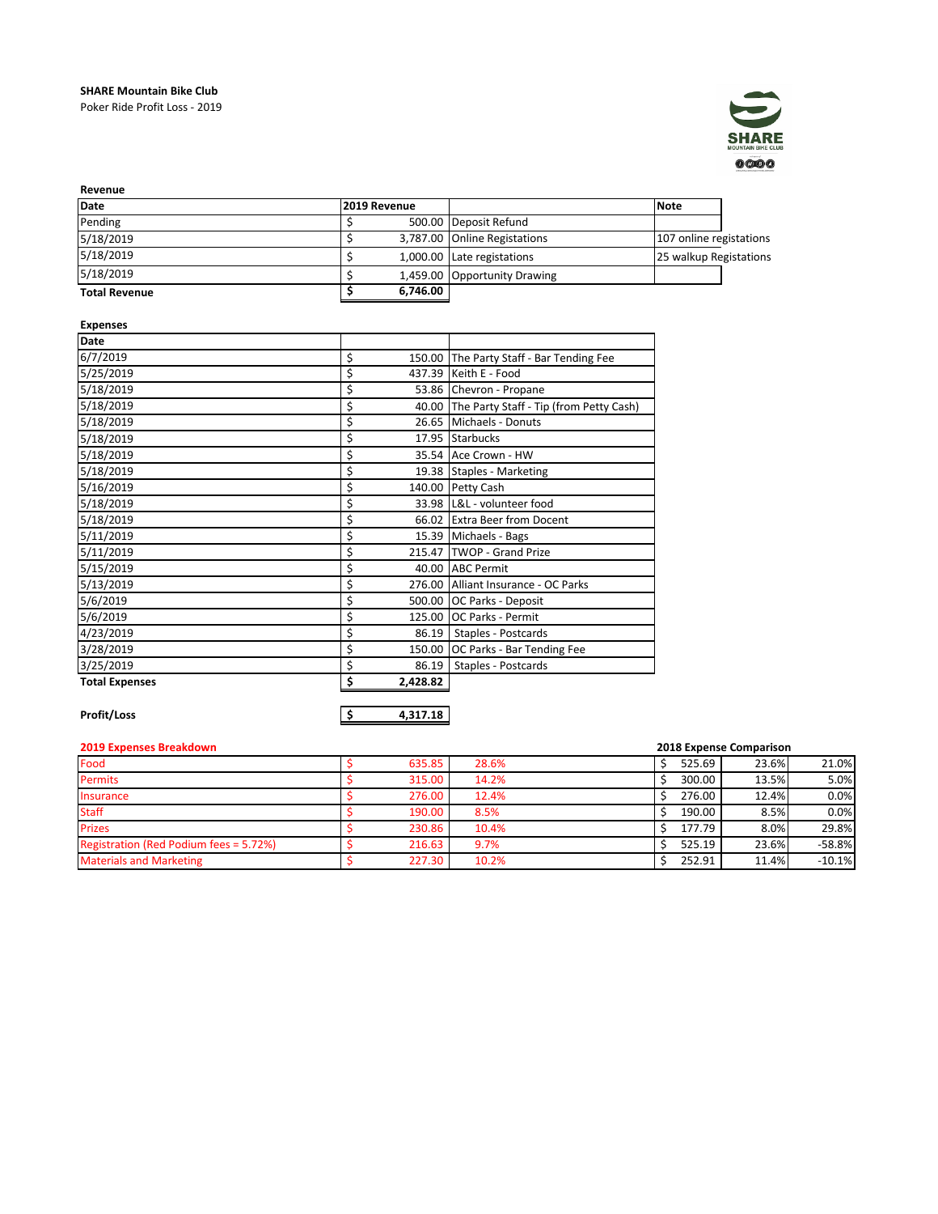**SHARE Mountain Bike Club**

Poker Ride Profit Loss - 2019

**Revenue**

| Date | 2019 Revenue | | Note |
|---|---|---|---|
| Pending | $ 500.00 | Deposit Refund | |
| 5/18/2019 | $ 3,787.00 | Online Registations | 107 online registations |
| 5/18/2019 | $ 1,000.00 | Late registations | 25 walkup Registations |
| 5/18/2019 | $ 1,459.00 | Opportunity Drawing | |
| **Total Revenue** | **$ 6,746.00** | | |

**Expenses**

| Date | | |
|---|---|---|
| 6/7/2019 | $ 150.00 | The Party Staff - Bar Tending Fee |
| 5/25/2019 | $ 437.39 | Keith E - Food |
| 5/18/2019 | $ 53.86 | Chevron - Propane |
| 5/18/2019 | $ 40.00 | The Party Staff - Tip (from Petty Cash) |
| 5/18/2019 | $ 26.65 | Michaels - Donuts |
| 5/18/2019 | $ 17.95 | Starbucks |
| 5/18/2019 | $ 35.54 | Ace Crown - HW |
| 5/18/2019 | $ 19.38 | Staples - Marketing |
| 5/16/2019 | $ 140.00 | Petty Cash |
| 5/18/2019 | $ 33.98 | L&L - volunteer food |
| 5/18/2019 | $ 66.02 | Extra Beer from Docent |
| 5/11/2019 | $ 15.39 | Michaels - Bags |
| 5/11/2019 | $ 215.47 | TWOP - Grand Prize |
| 5/15/2019 | $ 40.00 | ABC Permit |
| 5/13/2019 | $ 276.00 | Alliant Insurance - OC Parks |
| 5/6/2019 | $ 500.00 | OC Parks - Deposit |
| 5/6/2019 | $ 125.00 | OC Parks - Permit |
| 4/23/2019 | $ 86.19 | Staples - Postcards |
| 3/28/2019 | $ 150.00 | OC Parks - Bar Tending Fee |
| 3/25/2019 | $ 86.19 | Staples - Postcards |
| **Total Expenses** | **$ 2,428.82** | |

**Profit/Loss** **$ 4,317.18**

| 2019 Expenses Breakdown | | | 2018 Expense Comparison | | |
|---|---|---|---|---|---|
| Food | $ 635.85 | 28.6% | $ 525.69 | 23.6% | 21.0% |
| Permits | $ 315.00 | 14.2% | $ 300.00 | 13.5% | 5.0% |
| Insurance | $ 276.00 | 12.4% | $ 276.00 | 12.4% | 0.0% |
| Staff | $ 190.00 | 8.5% | $ 190.00 | 8.5% | 0.0% |
| Prizes | $ 230.86 | 10.4% | $ 177.79 | 8.0% | 29.8% |
| Registration (Red Podium fees = 5.72%) | $ 216.63 | 9.7% | $ 525.19 | 23.6% | -58.8% |
| Materials and Marketing | $ 227.30 | 10.2% | $ 252.91 | 11.4% | -10.1% |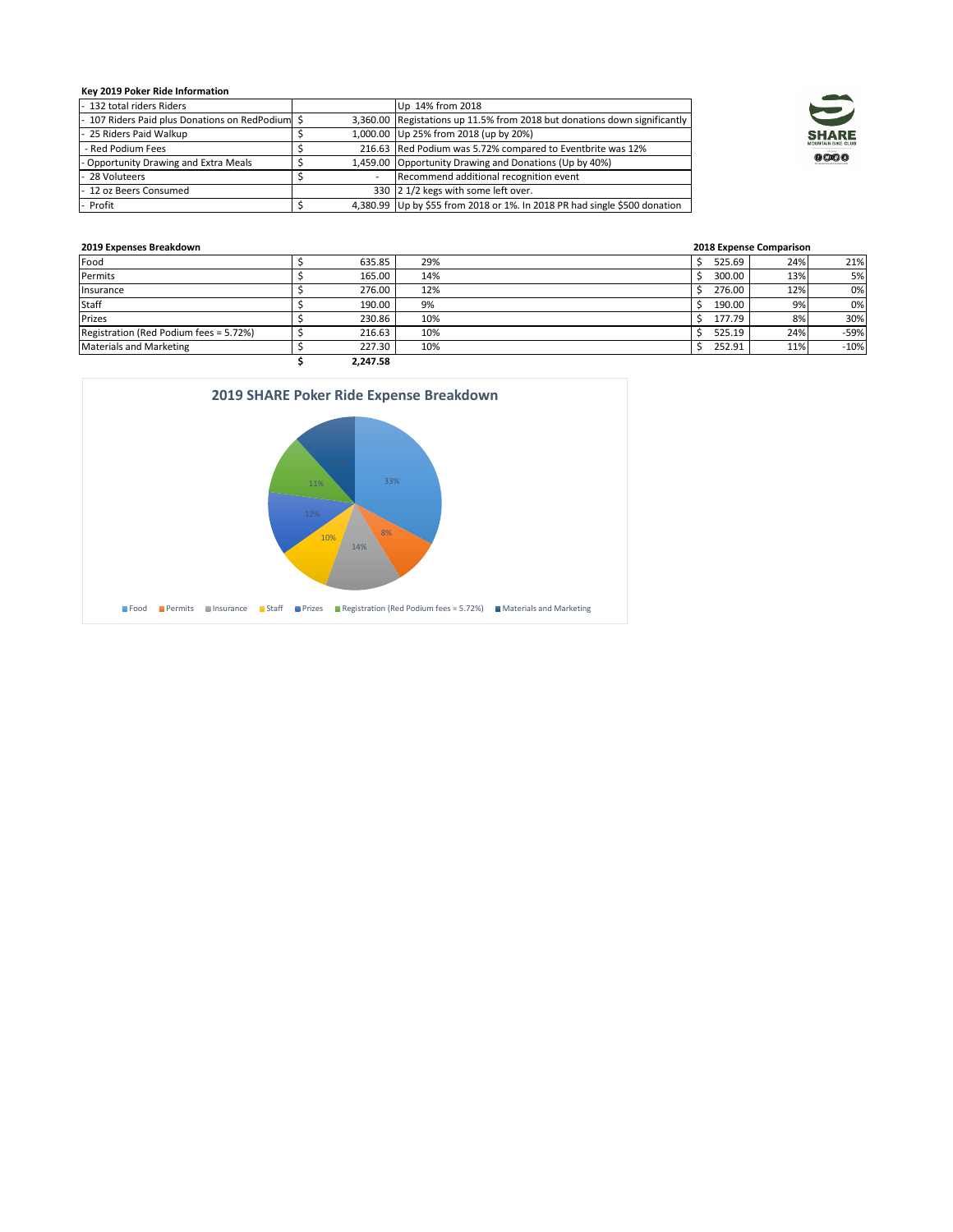**Key 2019 Poker Ride Information**

| Item | Amount | Notes |
|---|---|---|
| - 132 total riders Riders | | Up 14% from 2018 |
| - 107 Riders Paid plus Donations on RedPodium | $ 3,360.00 | Registations up 11.5% from 2018 but donations down significantly |
| - 25 Riders Paid Walkup | $ 1,000.00 | Up 25% from 2018 (up by 20%) |
| - Red Podium Fees | $ 216.63 | Red Podium was 5.72% compared to Eventbrite was 12% |
| - Opportunity Drawing and Extra Meals | $ 1,459.00 | Opportunity Drawing and Donations (Up by 40%) |
| - 28 Voluteers | $ - | Recommend additional recognition event |
| - 12 oz Beers Consumed | 330 | 2 1/2 kegs with some left over. |
| - Profit | $ 4,380.99 | Up by $55 from 2018 or 1%. In 2018 PR had single $500 donation |

**2019 Expenses Breakdown** / **2018 Expense Comparison**

| Item | 2019 Amount | 2019 % | 2018 Amount | 2018 % | Change |
|---|---|---|---|---|---|
| Food | $ 635.85 | 29% | $ 525.69 | 24% | 21% |
| Permits | $ 165.00 | 14% | $ 300.00 | 13% | 5% |
| Insurance | $ 276.00 | 12% | $ 276.00 | 12% | 0% |
| Staff | $ 190.00 | 9% | $ 190.00 | 9% | 0% |
| Prizes | $ 230.86 | 10% | $ 177.79 | 8% | 30% |
| Registration (Red Podium fees = 5.72%) | $ 216.63 | 10% | $ 525.19 | 24% | -59% |
| Materials and Marketing | $ 227.30 | 10% | $ 252.91 | 11% | -10% |
| | **$ 2,247.58** | | | | |

**2019 SHARE Poker Ride Expense Breakdown**

| Category | Share |
|---|---|
| Food | 33% |
| Permits | 8% |
| Insurance | 14% |
| Staff | 10% |
| Prizes | 12% |
| Registration (Red Podium fees = 5.72%) | 11% |
| Materials and Marketing | |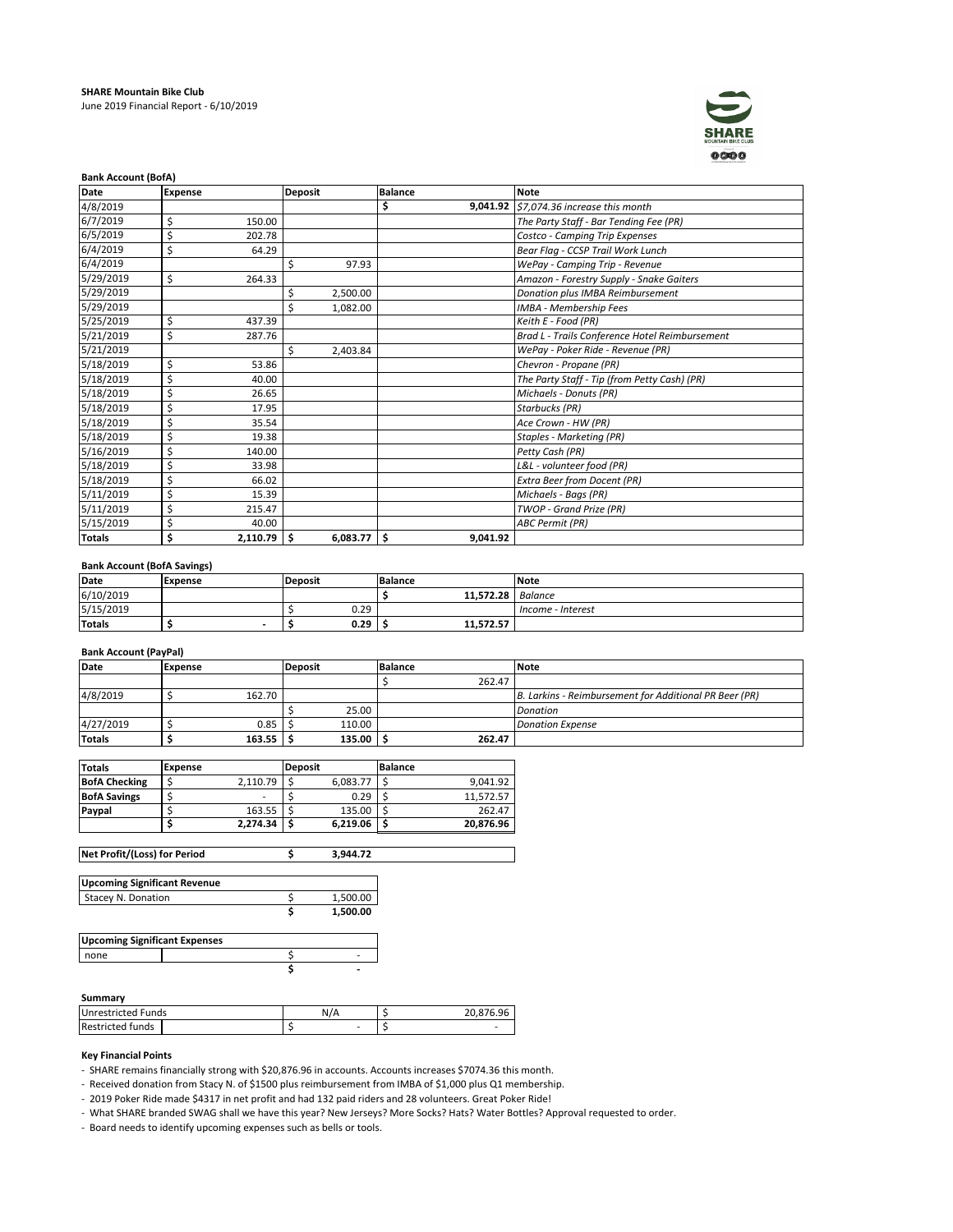**SHARE Mountain Bike Club**
June 2019 Financial Report - 6/10/2019

**Bank Account (BofA)**

| Date | Expense | Deposit | Balance | Note |
|---|---|---|---|---|
| 4/8/2019 | | | $ 9,041.92 | *$7,074.36 increase this month* |
| 6/7/2019 | $ 150.00 | | | *The Party Staff - Bar Tending Fee (PR)* |
| 6/5/2019 | $ 202.78 | | | *Costco - Camping Trip Expenses* |
| 6/4/2019 | $ 64.29 | | | *Bear Flag - CCSP Trail Work Lunch* |
| 6/4/2019 | | $ 97.93 | | *WePay - Camping Trip - Revenue* |
| 5/29/2019 | $ 264.33 | | | *Amazon - Forestry Supply - Snake Gaiters* |
| 5/29/2019 | | $ 2,500.00 | | *Donation plus IMBA Reimbursement* |
| 5/29/2019 | | $ 1,082.00 | | *IMBA - Membership Fees* |
| 5/25/2019 | $ 437.39 | | | *Keith E - Food (PR)* |
| 5/21/2019 | $ 287.76 | | | *Brad L - Trails Conference Hotel Reimbursement* |
| 5/21/2019 | | $ 2,403.84 | | *WePay - Poker Ride - Revenue (PR)* |
| 5/18/2019 | $ 53.86 | | | *Chevron - Propane (PR)* |
| 5/18/2019 | $ 40.00 | | | *The Party Staff - Tip (from Petty Cash) (PR)* |
| 5/18/2019 | $ 26.65 | | | *Michaels - Donuts (PR)* |
| 5/18/2019 | $ 17.95 | | | *Starbucks (PR)* |
| 5/18/2019 | $ 35.54 | | | *Ace Crown - HW (PR)* |
| 5/18/2019 | $ 19.38 | | | *Staples - Marketing (PR)* |
| 5/16/2019 | $ 140.00 | | | *Petty Cash (PR)* |
| 5/18/2019 | $ 33.98 | | | *L&L - volunteer food (PR)* |
| 5/18/2019 | $ 66.02 | | | *Extra Beer from Docent (PR)* |
| 5/11/2019 | $ 15.39 | | | *Michaels - Bags (PR)* |
| 5/11/2019 | $ 215.47 | | | *TWOP - Grand Prize (PR)* |
| 5/15/2019 | $ 40.00 | | | *ABC Permit (PR)* |
| **Totals** | **$ 2,110.79** | **$ 6,083.77** | **$ 9,041.92** | |

**Bank Account (BofA Savings)**

| Date | Expense | Deposit | Balance | Note |
|---|---|---|---|---|
| 6/10/2019 | | | $ 11,572.28 | *Balance* |
| 5/15/2019 | | $ 0.29 | | *Income - Interest* |
| **Totals** | **$ -** | **$ 0.29** | **$ 11,572.57** | |

**Bank Account (PayPal)**

| Date | Expense | Deposit | Balance | Note |
|---|---|---|---|---|
| | | | $ 262.47 | |
| 4/8/2019 | $ 162.70 | | | *B. Larkins - Reimbursement for Additional PR Beer (PR)* |
| | | $ 25.00 | | *Donation* |
| 4/27/2019 | $ 0.85 | $ 110.00 | | *Donation Expense* |
| **Totals** | **$ 163.55** | **$ 135.00** | **$ 262.47** | |

| Totals | Expense | Deposit | Balance |
|---|---|---|---|
| **BofA Checking** | $ 2,110.79 | $ 6,083.77 | $ 9,041.92 |
| **BofA Savings** | $ - | $ 0.29 | $ 11,572.57 |
| **Paypal** | $ 163.55 | $ 135.00 | $ 262.47 |
| | **$ 2,274.34** | **$ 6,219.06** | **$ 20,876.96** |

| Net Profit/(Loss) for Period | $ 3,944.72 |
|---|---|

| Upcoming Significant Revenue | |
|---|---|
| Stacey N. Donation | $ 1,500.00 |
| | **$ 1,500.00** |

| Upcoming Significant Expenses | | |
|---|---|---|
| none | | $ - |
| | | **$ -** |

**Summary**

| | | |
|---|---|---|
| Unrestricted Funds | N/A | $ 20,876.96 |
| Restricted funds | $ - | $ - |

**Key Financial Points**

- SHARE remains financially strong with $20,876.96 in accounts. Accounts increases $7074.36 this month.
- Received donation from Stacy N. of $1500 plus reimbursement from IMBA of $1,000 plus Q1 membership.
- 2019 Poker Ride made $4317 in net profit and had 132 paid riders and 28 volunteers. Great Poker Ride!
- What SHARE branded SWAG shall we have this year? New Jerseys? More Socks? Hats? Water Bottles? Approval requested to order.
- Board needs to identify upcoming expenses such as bells or tools.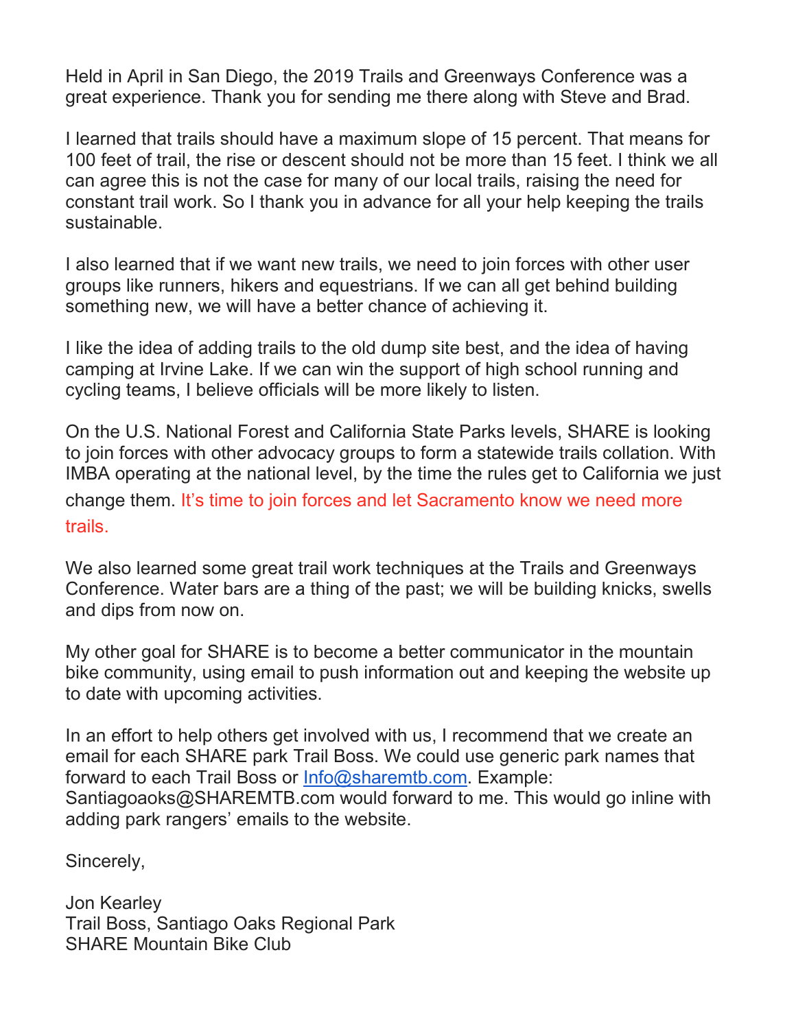Held in April in San Diego, the 2019 Trails and Greenways Conference was a great experience. Thank you for sending me there along with Steve and Brad.

I learned that trails should have a maximum slope of 15 percent. That means for 100 feet of trail, the rise or descent should not be more than 15 feet. I think we all can agree this is not the case for many of our local trails, raising the need for constant trail work. So I thank you in advance for all your help keeping the trails sustainable.

I also learned that if we want new trails, we need to join forces with other user groups like runners, hikers and equestrians. If we can all get behind building something new, we will have a better chance of achieving it.

I like the idea of adding trails to the old dump site best, and the idea of having camping at Irvine Lake. If we can win the support of high school running and cycling teams, I believe officials will be more likely to listen.

On the U.S. National Forest and California State Parks levels, SHARE is looking to join forces with other advocacy groups to form a statewide trails collation. With IMBA operating at the national level, by the time the rules get to California we just change them. It's time to join forces and let Sacramento know we need more trails.

We also learned some great trail work techniques at the Trails and Greenways Conference. Water bars are a thing of the past; we will be building knicks, swells and dips from now on.

My other goal for SHARE is to become a better communicator in the mountain bike community, using email to push information out and keeping the website up to date with upcoming activities.

In an effort to help others get involved with us, I recommend that we create an email for each SHARE park Trail Boss. We could use generic park names that forward to each Trail Boss or Info@sharemtb.com. Example: Santiagoaoks@SHAREMTB.com would forward to me. This would go inline with adding park rangers' emails to the website.

Sincerely,

Jon Kearley
Trail Boss, Santiago Oaks Regional Park
SHARE Mountain Bike Club